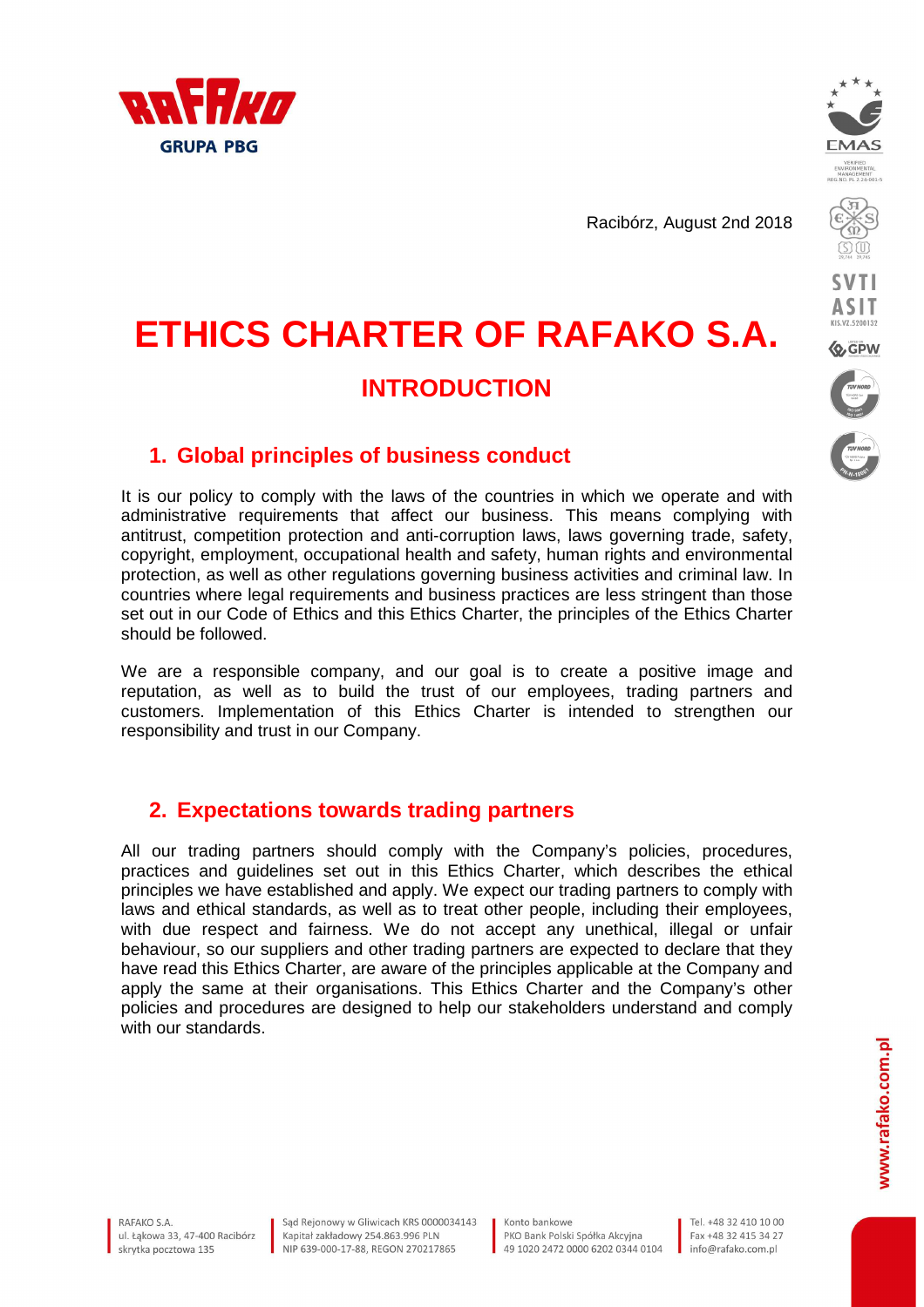Racibórz, August 2nd 2018

# ETHICS CHARTER OF RAFAKO S.A.

## INTRODUCTION

### 1. Global principles of business conduct

It is our policy to comply with the laws of the countries in which we operate and with administrative requirements that affect our business. This means complying with antitrust, competition protection and anti-corruption laws, laws governing trade, safety, copyright, employment, occupational health and safety, human rights and environmental protection, as well as other regulations governing business activities and criminal law. In countries where legal requirements and business practices are less stringent than those set out in our Code of Ethics and this Ethics Charter, the principles of the Ethics Charter should be followed.

We are a responsible company, and our goal is to create a positive image and reputation, as well as to build the trust of our employees, trading partners and customers. Implementation of this Ethics Charter is intended to strengthen our responsibility and trust in our Company.

### 2. Expectations towards trading partners

All our trading partners should comply with the Company's policies, procedures, practices and guidelines set out in this Ethics Charter, which describes the ethical principles we have established and apply. We expect our trading partners to comply with laws and ethical standards, as well as to treat other people, including their employees, with due respect and fairness. We do not accept any unethical, illegal or unfair behaviour, so our suppliers and other trading partners are expected to declare that they have read this Ethics Charter, are aware of the principles applicable at the Company and apply the same at their organisations. This Ethics Charter and the Company's other policies and procedures are designed to help our stakeholders understand and comply with our standards.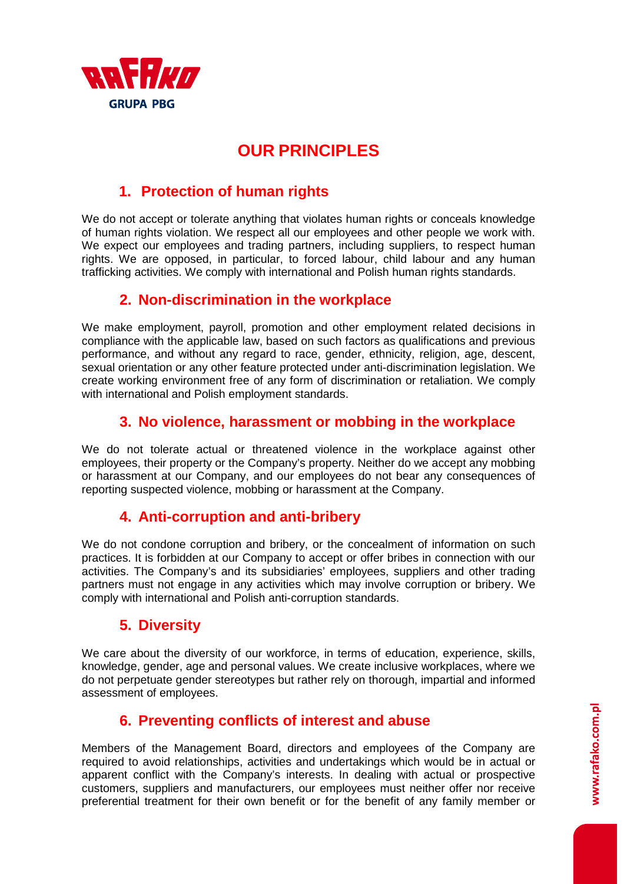# OUR PRINCIPLES

## 1. Protection of human rights

We do not accept or tolerate anything that violates human rights or conceals knowledge of human rights violation. We respect all our employees and other people we work with. We expect our employees and trading partners, including suppliers, to respect human rights. We are opposed, in particular, to forced labour, child labour and any human trafficking activities. We comply with international and Polish human rights standards.

## 2. Non-discrimination in the workplace

We make employment, payroll, promotion and other employment related decisions in compliance with the applicable law, based on such factors as qualifications and previous performance, and without any regard to race, gender, ethnicity, religion, age, descent, sexual orientation or any other feature protected under anti-discrimination legislation. We create working environment free of any form of discrimination or retaliation. We comply with international and Polish employment standards.

## 3. No violence, harassment or mobbing in the workplace

We do not tolerate actual or threatened violence in the workplace against other employees, their property or the Company's property. Neither do we accept any mobbing or harassment at our Company, and our employees do not bear any consequences of reporting suspected violence, mobbing or harassment at the Company.

## 4. Anti-corruption and anti-bribery

We do not condone corruption and bribery, or the concealment of information on such practices. It is forbidden at our Company to accept or offer bribes in connection with our activities. The Company's and its subsidiaries' employees, suppliers and other trading partners must not engage in any activities which may involve corruption or bribery. We comply with international and Polish anti-corruption standards.

## 5. Diversity

We care about the diversity of our workforce, in terms of education, experience, skills, knowledge, gender, age and personal values. We create inclusive workplaces, where we do not perpetuate gender stereotypes but rather rely on thorough, impartial and informed assessment of employees.

## 6. Preventing conflicts of interest and abuse

Members of the Management Board, directors and employees of the Company are required to avoid relationships, activities and undertakings which would be in actual or apparent conflict with the Company's interests. In dealing with actual or prospective customers, suppliers and manufacturers, our employees must neither offer nor receive preferential treatment for their own benefit or for the benefit of any family member or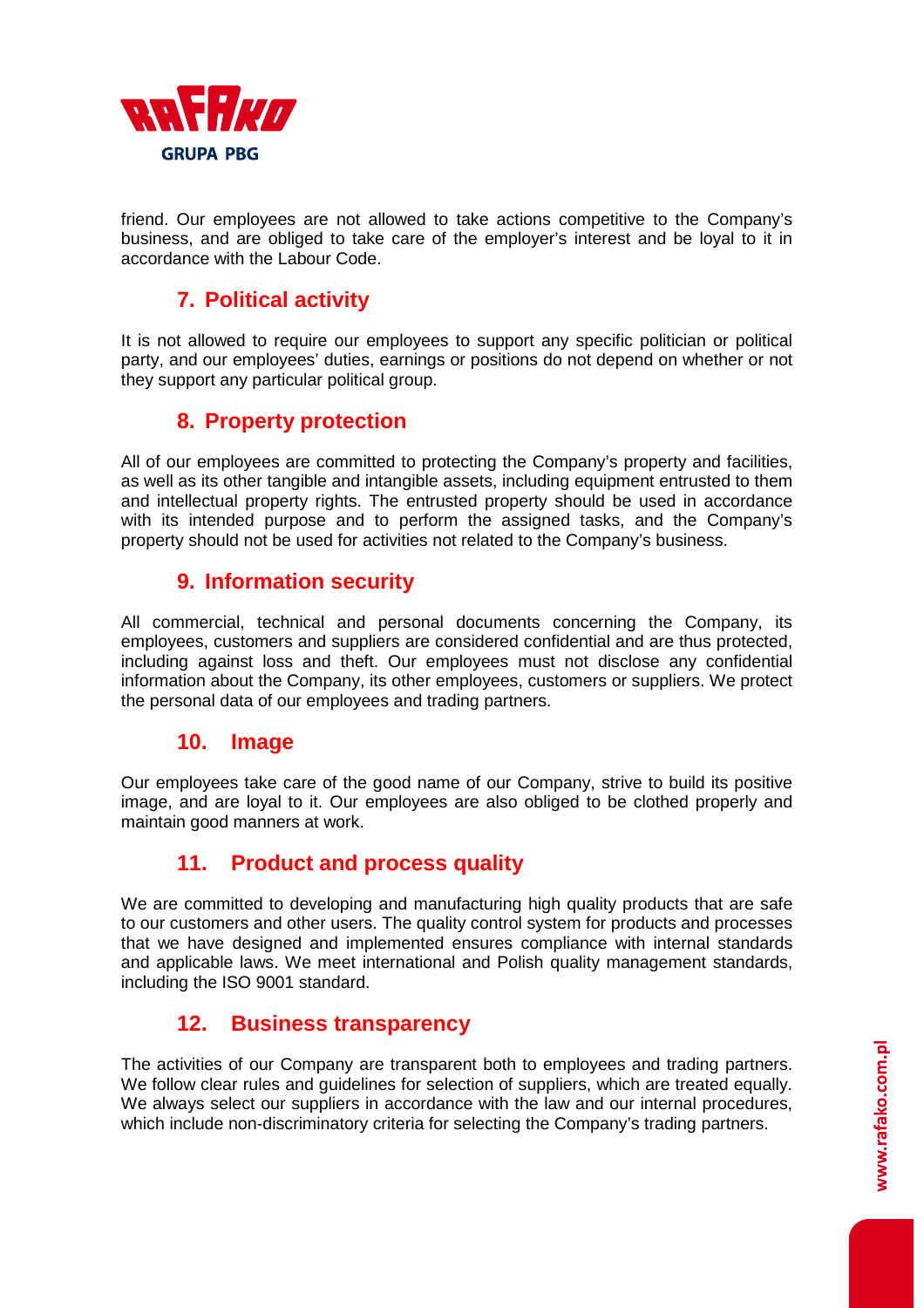friend. Our employees are not allowed to take actions competitive to the Company's business, and are obliged to take care of the employer's interest and be loyal to it in accordance with the Labour Code.

## 7. Political activity

It is not allowed to require our employees to support any specific politician or political party, and our employees' duties, earnings or positions do not depend on whether or not they support any particular political group.

## 8. Property protection

All of our employees are committed to protecting the Company's property and facilities, as well as its other tangible and intangible assets, including equipment entrusted to them and intellectual property rights. The entrusted property should be used in accordance with its intended purpose and to perform the assigned tasks, and the Company's property should not be used for activities not related to the Company's business.

## 9. Information security

All commercial, technical and personal documents concerning the Company, its employees, customers and suppliers are considered confidential and are thus protected, including against loss and theft. Our employees must not disclose any confidential information about the Company, its other employees, customers or suppliers. We protect the personal data of our employees and trading partners.

## 10. Image

Our employees take care of the good name of our Company, strive to build its positive image, and are loyal to it. Our employees are also obliged to be clothed properly and maintain good manners at work.

## 11. Product and process quality

We are committed to developing and manufacturing high quality products that are safe to our customers and other users. The quality control system for products and processes that we have designed and implemented ensures compliance with internal standards and applicable laws. We meet international and Polish quality management standards, including the ISO 9001 standard.

## 12. Business transparency

The activities of our Company are transparent both to employees and trading partners. We follow clear rules and guidelines for selection of suppliers, which are treated equally. We always select our suppliers in accordance with the law and our internal procedures, which include non-discriminatory criteria for selecting the Company's trading partners.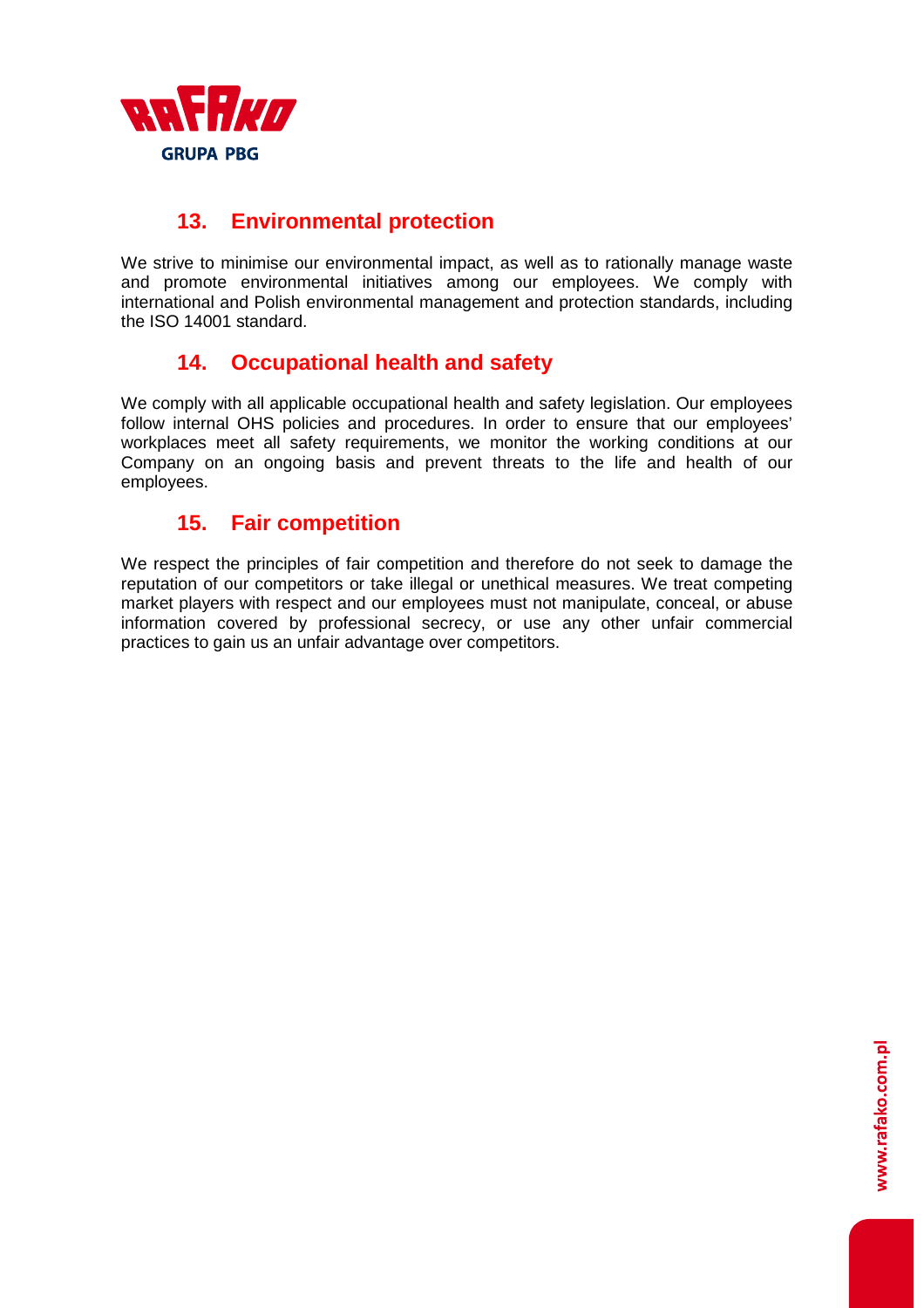## 13. Environmental protection

We strive to minimise our environmental impact, as well as to rationally manage waste and promote environmental initiatives among our employees. We comply with international and Polish environmental management and protection standards, including the ISO 14001 standard.

## 14. Occupational health and safety

We comply with all applicable occupational health and safety legislation. Our employees follow internal OHS policies and procedures. In order to ensure that our employees' workplaces meet all safety requirements, we monitor the working conditions at our Company on an ongoing basis and prevent threats to the life and health of our employees.

## 15. Fair competition

We respect the principles of fair competition and therefore do not seek to damage the reputation of our competitors or take illegal or unethical measures. We treat competing market players with respect and our employees must not manipulate, conceal, or abuse information covered by professional secrecy, or use any other unfair commercial practices to gain us an unfair advantage over competitors.